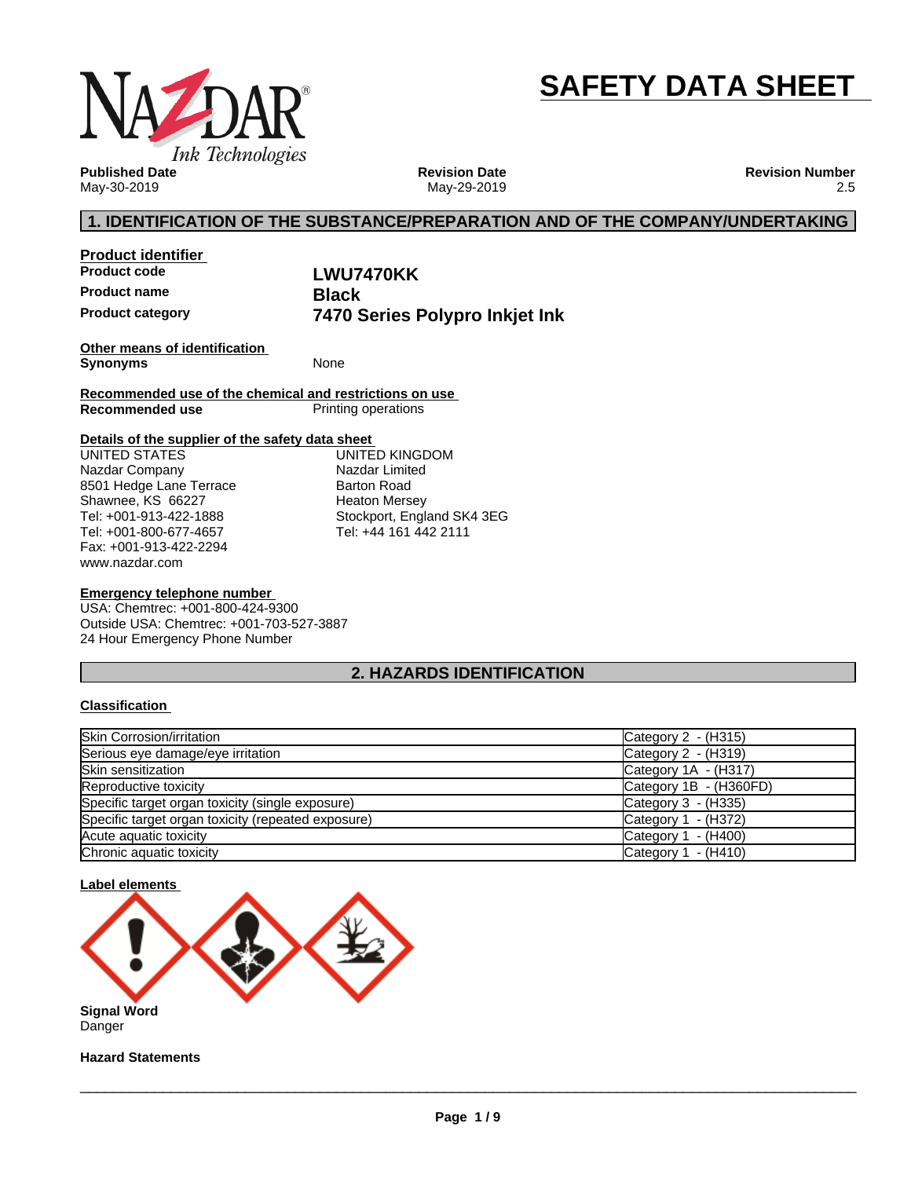# SAFETY DATA SHEET

**Published Date**
May-30-2019

**Revision Date**
May-29-2019

**Revision Number**
2.5

## 1. IDENTIFICATION OF THE SUBSTANCE/PREPARATION AND OF THE COMPANY/UNDERTAKING

**Product identifier**

| | |
|---|---|
| **Product code** | **LWU7470KK** |
| **Product name** | **Black** |
| **Product category** | **7470 Series Polypro Inkjet Ink** |

**Other means of identification**

**Synonyms** None

**Recommended use of the chemical and restrictions on use**

**Recommended use** Printing operations

**Details of the supplier of the safety data sheet**

UNITED STATES
Nazdar Company
8501 Hedge Lane Terrace
Shawnee, KS 66227
Tel: +001-913-422-1888
Tel: +001-800-677-4657
Fax: +001-913-422-2294
www.nazdar.com

UNITED KINGDOM
Nazdar Limited
Barton Road
Heaton Mersey
Stockport, England SK4 3EG
Tel: +44 161 442 2111

**Emergency telephone number**

USA: Chemtrec: +001-800-424-9300
Outside USA: Chemtrec: +001-703-527-3887
24 Hour Emergency Phone Number

## 2. HAZARDS IDENTIFICATION

**Classification**

| | |
|---|---|
| Skin Corrosion/irritation | Category 2 - (H315) |
| Serious eye damage/eye irritation | Category 2 - (H319) |
| Skin sensitization | Category 1A - (H317) |
| Reproductive toxicity | Category 1B - (H360FD) |
| Specific target organ toxicity (single exposure) | Category 3 - (H335) |
| Specific target organ toxicity (repeated exposure) | Category 1 - (H372) |
| Acute aquatic toxicity | Category 1 - (H400) |
| Chronic aquatic toxicity | Category 1 - (H410) |

**Label elements**

**Signal Word**
Danger

**Hazard Statements**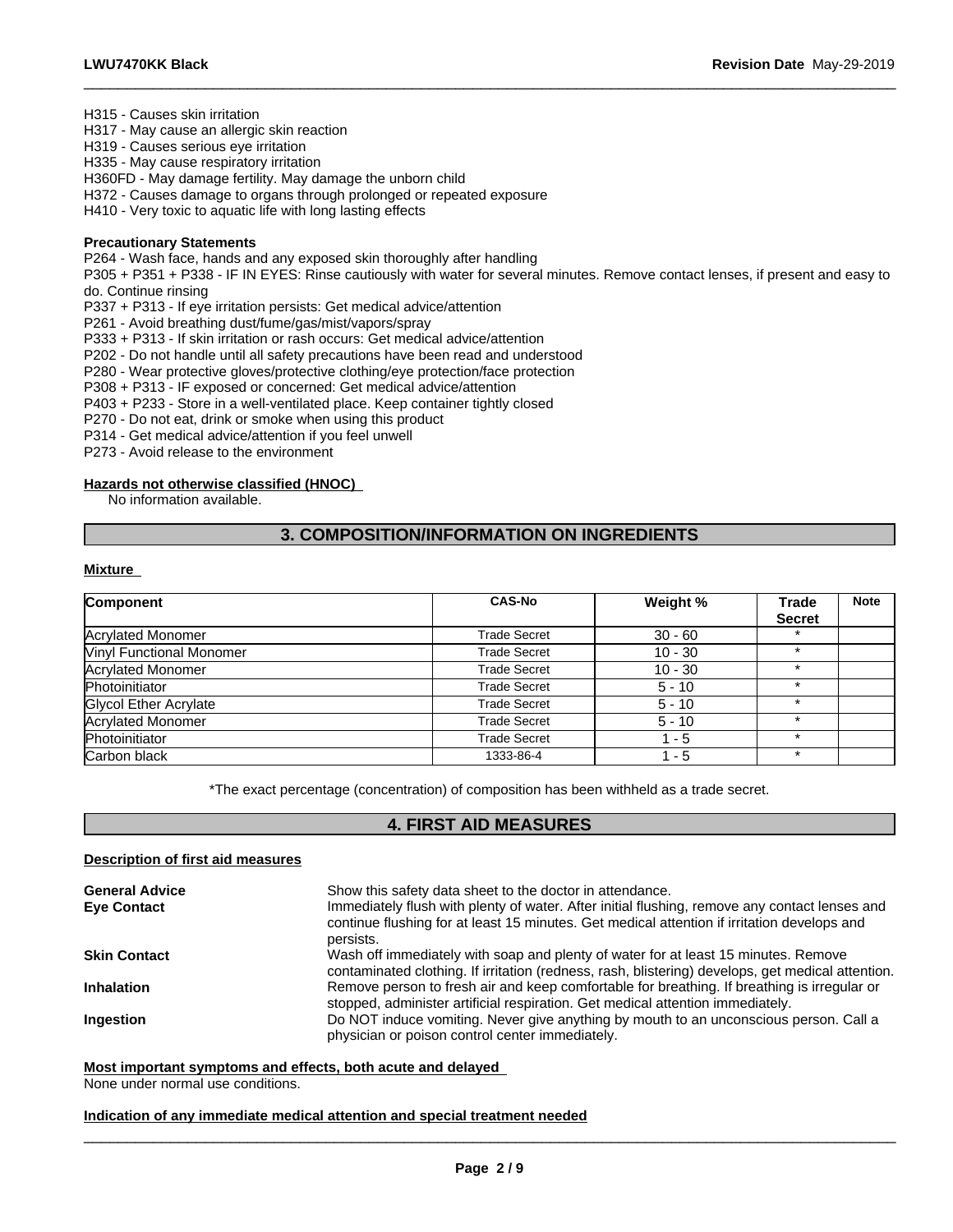H315 - Causes skin irritation
H317 - May cause an allergic skin reaction
H319 - Causes serious eye irritation
H335 - May cause respiratory irritation
H360FD - May damage fertility. May damage the unborn child
H372 - Causes damage to organs through prolonged or repeated exposure
H410 - Very toxic to aquatic life with long lasting effects

**Precautionary Statements**

P264 - Wash face, hands and any exposed skin thoroughly after handling
P305 + P351 + P338 - IF IN EYES: Rinse cautiously with water for several minutes. Remove contact lenses, if present and easy to do. Continue rinsing
P337 + P313 - If eye irritation persists: Get medical advice/attention
P261 - Avoid breathing dust/fume/gas/mist/vapors/spray
P333 + P313 - If skin irritation or rash occurs: Get medical advice/attention
P202 - Do not handle until all safety precautions have been read and understood
P280 - Wear protective gloves/protective clothing/eye protection/face protection
P308 + P313 - IF exposed or concerned: Get medical advice/attention
P403 + P233 - Store in a well-ventilated place. Keep container tightly closed
P270 - Do not eat, drink or smoke when using this product
P314 - Get medical advice/attention if you feel unwell
P273 - Avoid release to the environment

**Hazards not otherwise classified (HNOC)**

No information available.

## 3. COMPOSITION/INFORMATION ON INGREDIENTS

**Mixture**

| Component | CAS-No | Weight % | Trade Secret | Note |
|---|---|---|---|---|
| Acrylated Monomer | Trade Secret | 30 - 60 | * | |
| Vinyl Functional Monomer | Trade Secret | 10 - 30 | * | |
| Acrylated Monomer | Trade Secret | 10 - 30 | * | |
| Photoinitiator | Trade Secret | 5 - 10 | * | |
| Glycol Ether Acrylate | Trade Secret | 5 - 10 | * | |
| Acrylated Monomer | Trade Secret | 5 - 10 | * | |
| Photoinitiator | Trade Secret | 1 - 5 | * | |
| Carbon black | 1333-86-4 | 1 - 5 | * | |

*The exact percentage (concentration) of composition has been withheld as a trade secret.

## 4. FIRST AID MEASURES

**Description of first aid measures**

**General Advice** Show this safety data sheet to the doctor in attendance.

**Eye Contact** Immediately flush with plenty of water. After initial flushing, remove any contact lenses and continue flushing for at least 15 minutes. Get medical attention if irritation develops and persists.

**Skin Contact** Wash off immediately with soap and plenty of water for at least 15 minutes. Remove contaminated clothing. If irritation (redness, rash, blistering) develops, get medical attention.

**Inhalation** Remove person to fresh air and keep comfortable for breathing. If breathing is irregular or stopped, administer artificial respiration. Get medical attention immediately.

**Ingestion** Do NOT induce vomiting. Never give anything by mouth to an unconscious person. Call a physician or poison control center immediately.

**Most important symptoms and effects, both acute and delayed**

None under normal use conditions.

**Indication of any immediate medical attention and special treatment needed**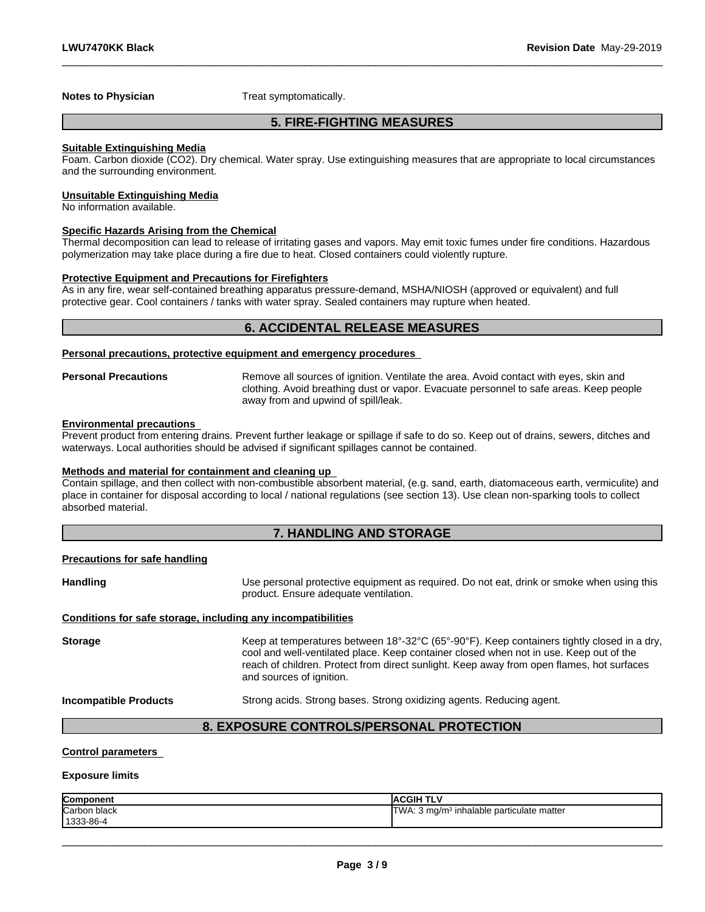**Notes to Physician** Treat symptomatically.

## 5. FIRE-FIGHTING MEASURES

**Suitable Extinguishing Media**

Foam. Carbon dioxide ($CO_2$). Dry chemical. Water spray. Use extinguishing measures that are appropriate to local circumstances and the surrounding environment.

**Unsuitable Extinguishing Media**

No information available.

**Specific Hazards Arising from the Chemical**

Thermal decomposition can lead to release of irritating gases and vapors. May emit toxic fumes under fire conditions. Hazardous polymerization may take place during a fire due to heat. Closed containers could violently rupture.

**Protective Equipment and Precautions for Firefighters**

As in any fire, wear self-contained breathing apparatus pressure-demand, MSHA/NIOSH (approved or equivalent) and full protective gear. Cool containers / tanks with water spray. Sealed containers may rupture when heated.

## 6. ACCIDENTAL RELEASE MEASURES

**Personal precautions, protective equipment and emergency procedures**

**Personal Precautions** Remove all sources of ignition. Ventilate the area. Avoid contact with eyes, skin and clothing. Avoid breathing dust or vapor. Evacuate personnel to safe areas. Keep people away from and upwind of spill/leak.

**Environmental precautions**

Prevent product from entering drains. Prevent further leakage or spillage if safe to do so. Keep out of drains, sewers, ditches and waterways. Local authorities should be advised if significant spillages cannot be contained.

**Methods and material for containment and cleaning up**

Contain spillage, and then collect with non-combustible absorbent material, (e.g. sand, earth, diatomaceous earth, vermiculite) and place in container for disposal according to local / national regulations (see section 13). Use clean non-sparking tools to collect absorbed material.

## 7. HANDLING AND STORAGE

**Precautions for safe handling**

**Handling** Use personal protective equipment as required. Do not eat, drink or smoke when using this product. Ensure adequate ventilation.

**Conditions for safe storage, including any incompatibilities**

**Storage** Keep at temperatures between 18°-32°C (65°-90°F). Keep containers tightly closed in a dry, cool and well-ventilated place. Keep container closed when not in use. Keep out of the reach of children. Protect from direct sunlight. Keep away from open flames, hot surfaces and sources of ignition.

**Incompatible Products** Strong acids. Strong bases. Strong oxidizing agents. Reducing agent.

## 8. EXPOSURE CONTROLS/PERSONAL PROTECTION

**Control parameters**

**Exposure limits**

| Component | ACGIH TLV |
|---|---|
| Carbon black<br>1333-86-4 | TWA: 3 mg/m$^3$ inhalable particulate matter |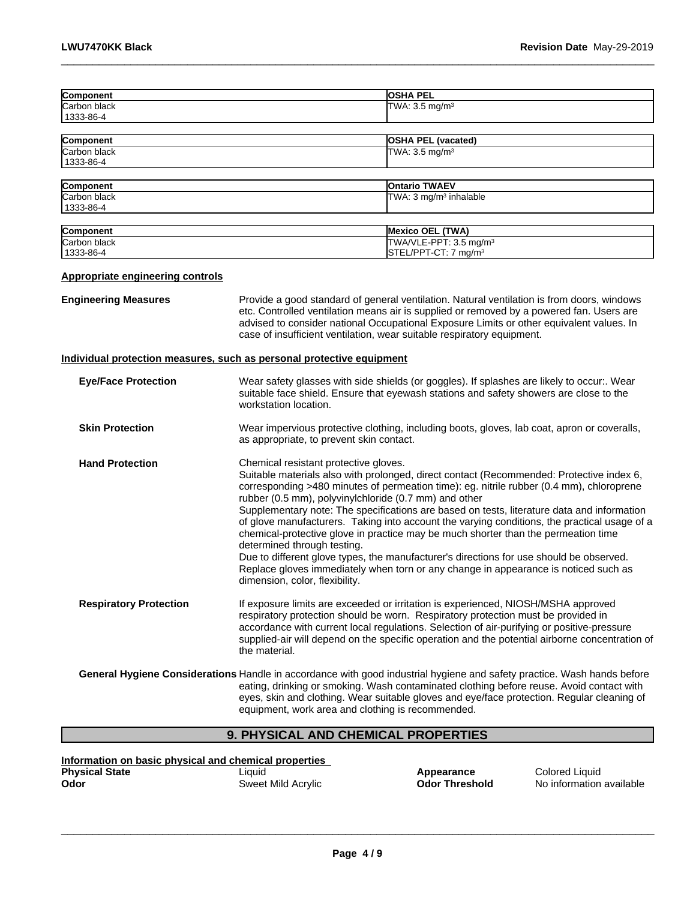| Component | OSHA PEL |
|---|---|
| Carbon black<br>1333-86-4 | TWA: 3.5 mg/m³ |

| Component | OSHA PEL (vacated) |
|---|---|
| Carbon black<br>1333-86-4 | TWA: 3.5 mg/m³ |

| Component | Ontario TWAEV |
|---|---|
| Carbon black<br>1333-86-4 | TWA: 3 mg/m³ inhalable |

| Component | Mexico OEL (TWA) |
|---|---|
| Carbon black<br>1333-86-4 | TWA/VLE-PPT: 3.5 mg/m³<br>STEL/PPT-CT: 7 mg/m³ |

**Appropriate engineering controls**

**Engineering Measures** Provide a good standard of general ventilation. Natural ventilation is from doors, windows etc. Controlled ventilation means air is supplied or removed by a powered fan. Users are advised to consider national Occupational Exposure Limits or other equivalent values. In case of insufficient ventilation, wear suitable respiratory equipment.

**Individual protection measures, such as personal protective equipment**

**Eye/Face Protection** Wear safety glasses with side shields (or goggles). If splashes are likely to occur:. Wear suitable face shield. Ensure that eyewash stations and safety showers are close to the workstation location.

**Skin Protection** Wear impervious protective clothing, including boots, gloves, lab coat, apron or coveralls, as appropriate, to prevent skin contact.

**Hand Protection** Chemical resistant protective gloves.
Suitable materials also with prolonged, direct contact (Recommended: Protective index 6, corresponding >480 minutes of permeation time): eg. nitrile rubber (0.4 mm), chloroprene rubber (0.5 mm), polyvinylchloride (0.7 mm) and other
Supplementary note: The specifications are based on tests, literature data and information of glove manufacturers. Taking into account the varying conditions, the practical usage of a chemical-protective glove in practice may be much shorter than the permeation time determined through testing.
Due to different glove types, the manufacturer's directions for use should be observed. Replace gloves immediately when torn or any change in appearance is noticed such as dimension, color, flexibility.

**Respiratory Protection** If exposure limits are exceeded or irritation is experienced, NIOSH/MSHA approved respiratory protection should be worn. Respiratory protection must be provided in accordance with current local regulations. Selection of air-purifying or positive-pressure supplied-air will depend on the specific operation and the potential airborne concentration of the material.

**General Hygiene Considerations** Handle in accordance with good industrial hygiene and safety practice. Wash hands before eating, drinking or smoking. Wash contaminated clothing before reuse. Avoid contact with eyes, skin and clothing. Wear suitable gloves and eye/face protection. Regular cleaning of equipment, work area and clothing is recommended.

## 9. PHYSICAL AND CHEMICAL PROPERTIES

**Information on basic physical and chemical properties**

| | | | |
|---|---|---|---|
| **Physical State** | Liquid | **Appearance** | Colored Liquid |
| **Odor** | Sweet Mild Acrylic | **Odor Threshold** | No information available |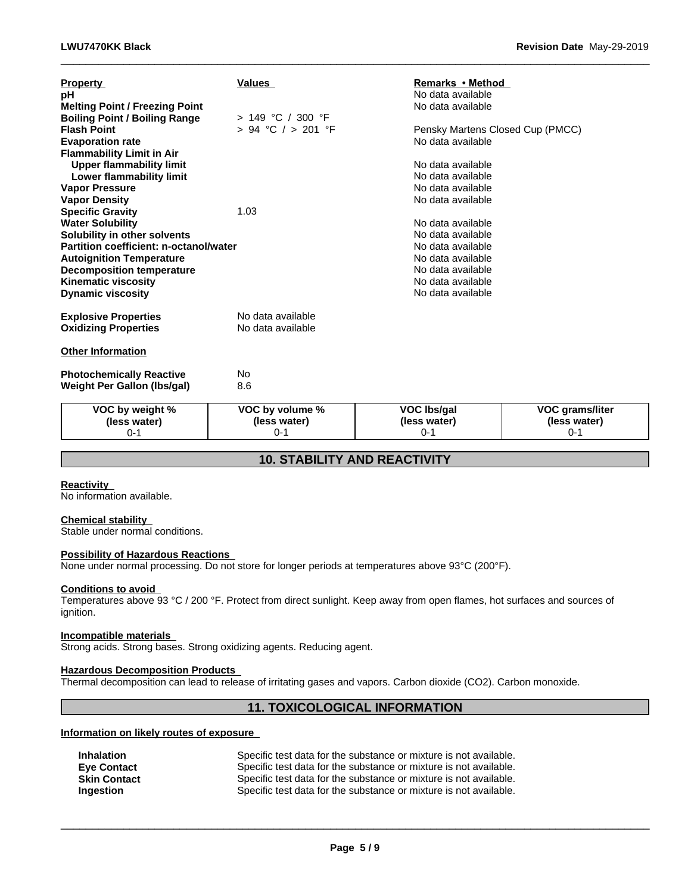| Property | Values | Remarks • Method |
|---|---|---|
| **pH** | | No data available |
| **Melting Point / Freezing Point** | | No data available |
| **Boiling Point / Boiling Range** | > 149 °C / 300 °F | |
| **Flash Point** | > 94 °C / > 201 °F | Pensky Martens Closed Cup (PMCC) |
| **Evaporation rate** | | No data available |
| **Flammability Limit in Air** | | |
| **Upper flammability limit** | | No data available |
| **Lower flammability limit** | | No data available |
| **Vapor Pressure** | | No data available |
| **Vapor Density** | | No data available |
| **Specific Gravity** | 1.03 | |
| **Water Solubility** | | No data available |
| **Solubility in other solvents** | | No data available |
| **Partition coefficient: n-octanol/water** | | No data available |
| **Autoignition Temperature** | | No data available |
| **Decomposition temperature** | | No data available |
| **Kinematic viscosity** | | No data available |
| **Dynamic viscosity** | | No data available |

**Explosive Properties** No data available
**Oxidizing Properties** No data available

**Other Information**

**Photochemically Reactive** No
**Weight Per Gallon (lbs/gal)** 8.6

| VOC by weight % (less water) | VOC by volume % (less water) | VOC lbs/gal (less water) | VOC grams/liter (less water) |
|---|---|---|---|
| 0-1 | 0-1 | 0-1 | 0-1 |

## 10. STABILITY AND REACTIVITY

**Reactivity**
No information available.

**Chemical stability**
Stable under normal conditions.

**Possibility of Hazardous Reactions**
None under normal processing. Do not store for longer periods at temperatures above 93°C (200°F).

**Conditions to avoid**
Temperatures above 93 °C / 200 °F. Protect from direct sunlight. Keep away from open flames, hot surfaces and sources of ignition.

**Incompatible materials**
Strong acids. Strong bases. Strong oxidizing agents. Reducing agent.

**Hazardous Decomposition Products**
Thermal decomposition can lead to release of irritating gases and vapors. Carbon dioxide ($CO_2$). Carbon monoxide.

## 11. TOXICOLOGICAL INFORMATION

**Information on likely routes of exposure**

| | |
|---|---|
| **Inhalation** | Specific test data for the substance or mixture is not available. |
| **Eye Contact** | Specific test data for the substance or mixture is not available. |
| **Skin Contact** | Specific test data for the substance or mixture is not available. |
| **Ingestion** | Specific test data for the substance or mixture is not available. |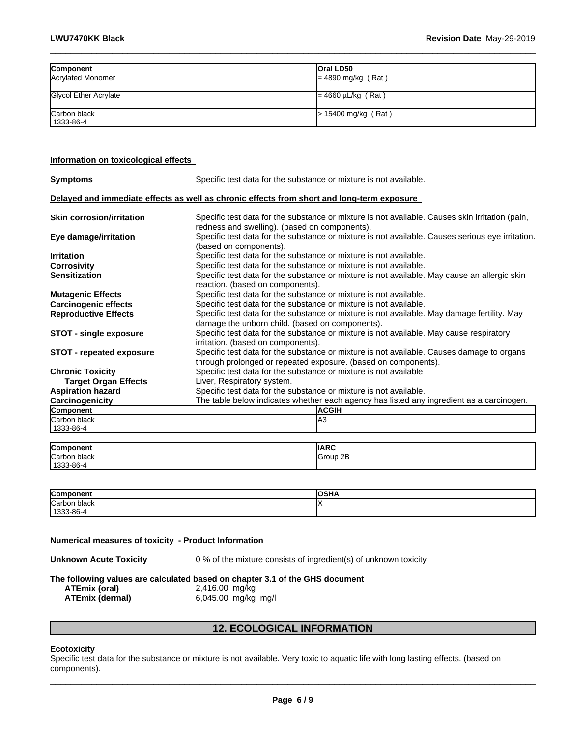| Component | Oral LD50 |
| --- | --- |
| Acrylated Monomer | = 4890 mg/kg ( Rat ) |
| Glycol Ether Acrylate | = 4660 µL/kg ( Rat ) |
| Carbon black<br>1333-86-4 | > 15400 mg/kg ( Rat ) |

**Information on toxicological effects**

**Symptoms** Specific test data for the substance or mixture is not available.

**Delayed and immediate effects as well as chronic effects from short and long-term exposure**

**Skin corrosion/irritation** Specific test data for the substance or mixture is not available. Causes skin irritation (pain, redness and swelling). (based on components).

**Eye damage/irritation** Specific test data for the substance or mixture is not available. Causes serious eye irritation. (based on components).

**Irritation** Specific test data for the substance or mixture is not available.

**Corrosivity** Specific test data for the substance or mixture is not available.

**Sensitization** Specific test data for the substance or mixture is not available. May cause an allergic skin reaction. (based on components).

**Mutagenic Effects** Specific test data for the substance or mixture is not available.

**Carcinogenic effects** Specific test data for the substance or mixture is not available.

**Reproductive Effects** Specific test data for the substance or mixture is not available. May damage fertility. May damage the unborn child. (based on components).

**STOT - single exposure** Specific test data for the substance or mixture is not available. May cause respiratory irritation. (based on components).

**STOT - repeated exposure** Specific test data for the substance or mixture is not available. Causes damage to organs through prolonged or repeated exposure. (based on components).

**Chronic Toxicity** Specific test data for the substance or mixture is not available

**Target Organ Effects** Liver, Respiratory system.

**Aspiration hazard** Specific test data for the substance or mixture is not available.

**Carcinogenicity** The table below indicates whether each agency has listed any ingredient as a carcinogen.

| Component | ACGIH |
| --- | --- |
| Carbon black<br>1333-86-4 | A3 |

| Component | IARC |
| --- | --- |
| Carbon black<br>1333-86-4 | Group 2B |

| Component | OSHA |
| --- | --- |
| Carbon black<br>1333-86-4 | X |

**Numerical measures of toxicity - Product Information**

**Unknown Acute Toxicity** 0 % of the mixture consists of ingredient(s) of unknown toxicity

**The following values are calculated based on chapter 3.1 of the GHS document**

**ATEmix (oral)** 2,416.00 mg/kg

**ATEmix (dermal)** 6,045.00 mg/kg mg/l

## 12. ECOLOGICAL INFORMATION

**Ecotoxicity**

Specific test data for the substance or mixture is not available. Very toxic to aquatic life with long lasting effects. (based on components).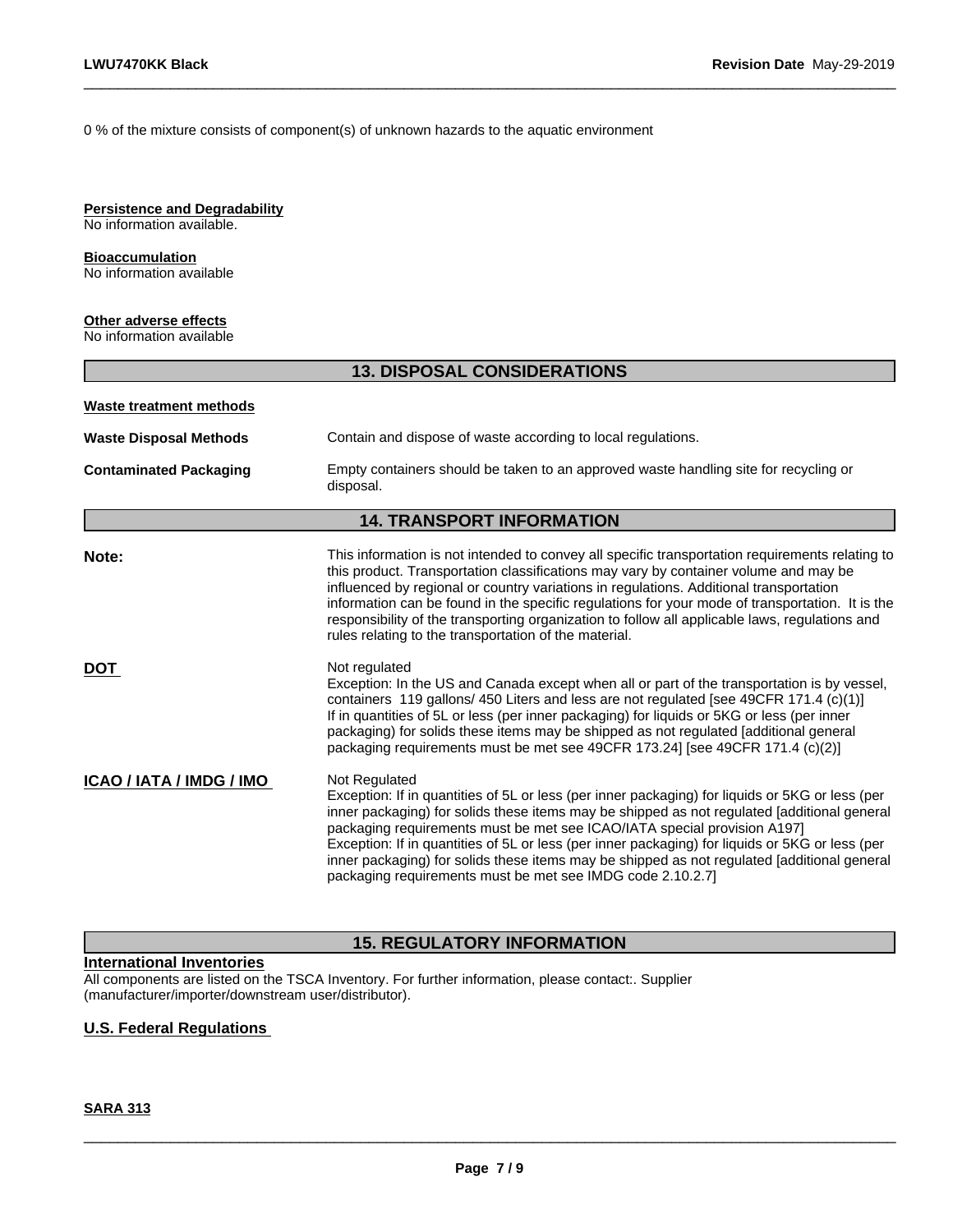0 % of the mixture consists of component(s) of unknown hazards to the aquatic environment

**Persistence and Degradability**
No information available.

**Bioaccumulation**
No information available

**Other adverse effects**
No information available

## 13. DISPOSAL CONSIDERATIONS

**Waste treatment methods**

| | |
|---|---|
| **Waste Disposal Methods** | Contain and dispose of waste according to local regulations. |
| **Contaminated Packaging** | Empty containers should be taken to an approved waste handling site for recycling or disposal. |

## 14. TRANSPORT INFORMATION

| | |
|---|---|
| **Note:** | This information is not intended to convey all specific transportation requirements relating to this product. Transportation classifications may vary by container volume and may be influenced by regional or country variations in regulations. Additional transportation information can be found in the specific regulations for your mode of transportation. It is the responsibility of the transporting organization to follow all applicable laws, regulations and rules relating to the transportation of the material. |
| **DOT** | Not regulated<br>Exception: In the US and Canada except when all or part of the transportation is by vessel, containers 119 gallons/ 450 Liters and less are not regulated [see 49CFR 171.4 (c)(1)]<br>If in quantities of 5L or less (per inner packaging) for liquids or 5KG or less (per inner packaging) for solids these items may be shipped as not regulated [additional general packaging requirements must be met see 49CFR 173.24] [see 49CFR 171.4 (c)(2)] |
| **ICAO / IATA / IMDG / IMO** | Not Regulated<br>Exception: If in quantities of 5L or less (per inner packaging) for liquids or 5KG or less (per inner packaging) for solids these items may be shipped as not regulated [additional general packaging requirements must be met see ICAO/IATA special provision A197]<br>Exception: If in quantities of 5L or less (per inner packaging) for liquids or 5KG or less (per inner packaging) for solids these items may be shipped as not regulated [additional general packaging requirements must be met see IMDG code 2.10.2.7] |

## 15. REGULATORY INFORMATION

**International Inventories**
All components are listed on the TSCA Inventory. For further information, please contact:. Supplier (manufacturer/importer/downstream user/distributor).

**U.S. Federal Regulations**

**SARA 313**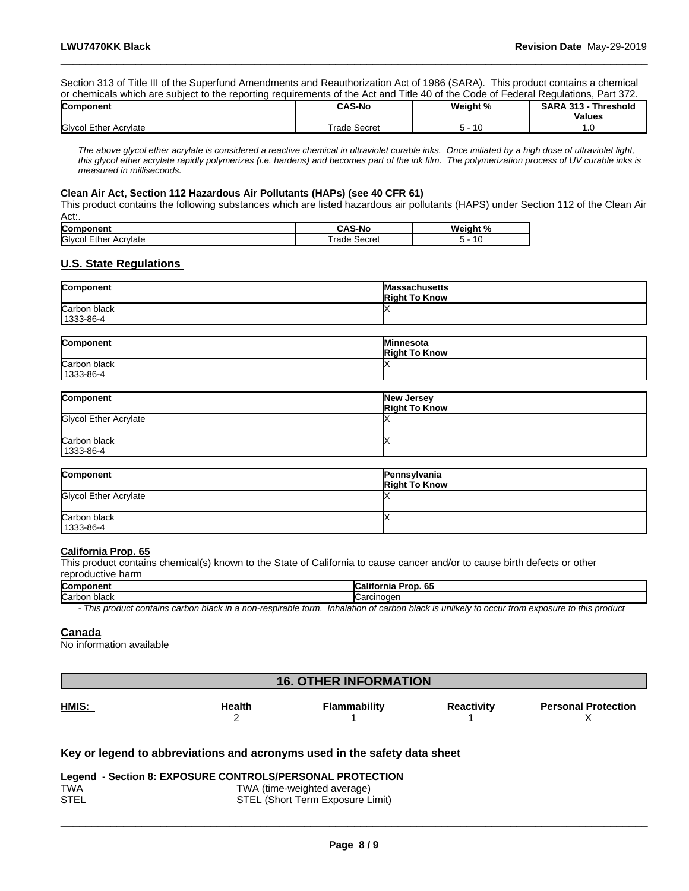Section 313 of Title III of the Superfund Amendments and Reauthorization Act of 1986 (SARA). This product contains a chemical or chemicals which are subject to the reporting requirements of the Act and Title 40 of the Code of Federal Regulations, Part 372.

| Component | CAS-No | Weight % | SARA 313 - Threshold Values |
|---|---|---|---|
| Glycol Ether Acrylate | Trade Secret | 5 - 10 | 1.0 |

*The above glycol ether acrylate is considered a reactive chemical in ultraviolet curable inks. Once initiated by a high dose of ultraviolet light, this glycol ether acrylate rapidly polymerizes (i.e. hardens) and becomes part of the ink film. The polymerization process of UV curable inks is measured in milliseconds.*

**Clean Air Act, Section 112 Hazardous Air Pollutants (HAPs) (see 40 CFR 61)**

This product contains the following substances which are listed hazardous air pollutants (HAPS) under Section 112 of the Clean Air Act:.

| Component | CAS-No | Weight % |
|---|---|---|
| Glycol Ether Acrylate | Trade Secret | 5 - 10 |

## U.S. State Regulations

| Component | Massachusetts Right To Know |
|---|---|
| Carbon black 1333-86-4 | X |

| Component | Minnesota Right To Know |
|---|---|
| Carbon black 1333-86-4 | X |

| Component | New Jersey Right To Know |
|---|---|
| Glycol Ether Acrylate | X |
| Carbon black 1333-86-4 | X |

| Component | Pennsylvania Right To Know |
|---|---|
| Glycol Ether Acrylate | X |
| Carbon black 1333-86-4 | X |

**California Prop. 65**

This product contains chemical(s) known to the State of California to cause cancer and/or to cause birth defects or other reproductive harm

| Component | California Prop. 65 |
|---|---|
| Carbon black | Carcinogen |

*- This product contains carbon black in a non-respirable form. Inhalation of carbon black is unlikely to occur from exposure to this product*

## Canada

No information available

# 16. OTHER INFORMATION

| HMIS: | Health | Flammability | Reactivity | Personal Protection |
|---|---|---|---|---|
| | 2 | 1 | 1 | X |

**Key or legend to abbreviations and acronyms used in the safety data sheet**

**Legend - Section 8: EXPOSURE CONTROLS/PERSONAL PROTECTION**

| | |
|---|---|
| TWA | TWA (time-weighted average) |
| STEL | STEL (Short Term Exposure Limit) |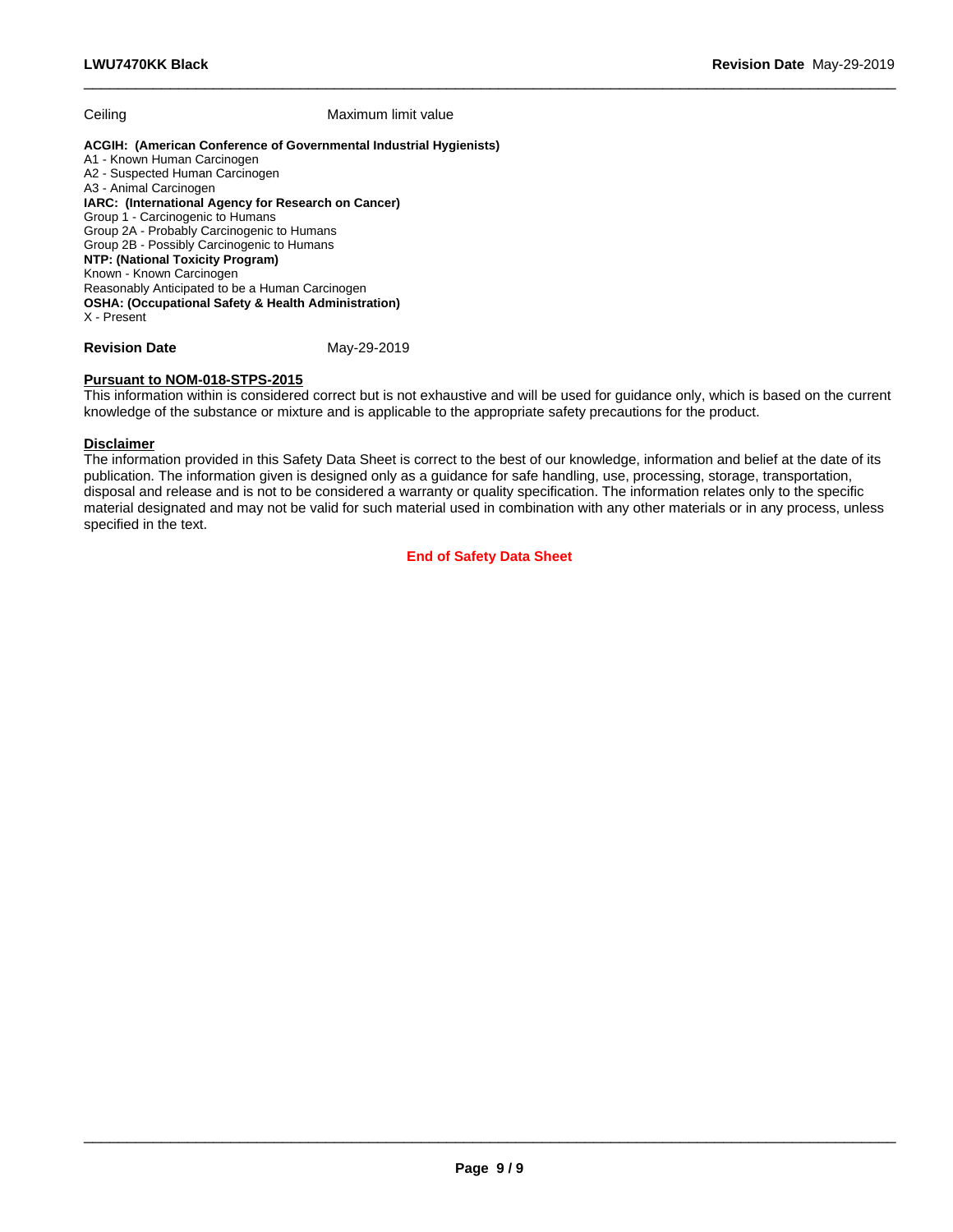Ceiling Maximum limit value

**ACGIH: (American Conference of Governmental Industrial Hygienists)**
A1 - Known Human Carcinogen
A2 - Suspected Human Carcinogen
A3 - Animal Carcinogen
**IARC: (International Agency for Research on Cancer)**
Group 1 - Carcinogenic to Humans
Group 2A - Probably Carcinogenic to Humans
Group 2B - Possibly Carcinogenic to Humans
**NTP: (National Toxicity Program)**
Known - Known Carcinogen
Reasonably Anticipated to be a Human Carcinogen
**OSHA: (Occupational Safety & Health Administration)**
X - Present

**Revision Date** May-29-2019

**Pursuant to NOM-018-STPS-2015**

This information within is considered correct but is not exhaustive and will be used for guidance only, which is based on the current knowledge of the substance or mixture and is applicable to the appropriate safety precautions for the product.

**Disclaimer**

The information provided in this Safety Data Sheet is correct to the best of our knowledge, information and belief at the date of its publication. The information given is designed only as a guidance for safe handling, use, processing, storage, transportation, disposal and release and is not to be considered a warranty or quality specification. The information relates only to the specific material designated and may not be valid for such material used in combination with any other materials or in any process, unless specified in the text.

**End of Safety Data Sheet**